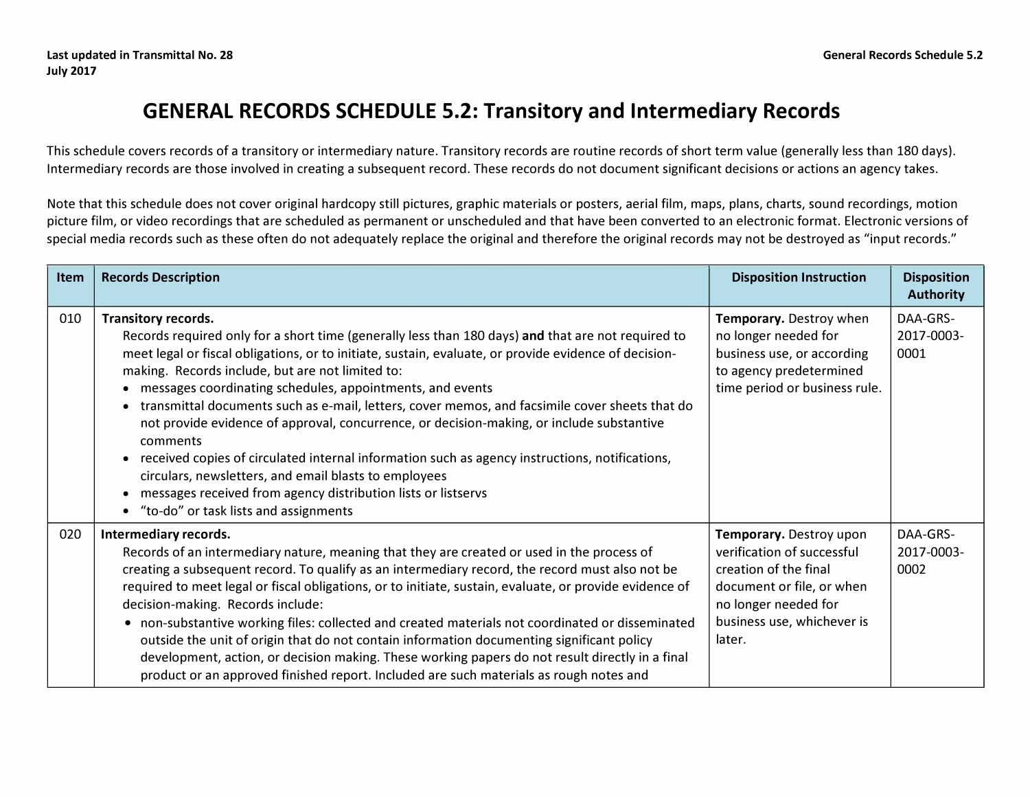# GENERAL RECORDS SCHEDULE 5.2: Transitory and Intermediary Records

This schedule covers records of a transitory or intermediary nature. Transitory records are routine records of short term value (generally less than 180 days). Intermediary records are those involved in creating a subsequent record. These records do not document significant decisions or actions an agency takes.

Note that this schedule does not cover original hardcopy still pictures, graphic materials or posters, aerial film, maps, plans, charts, sound recordings, motion picture film, or video recordings that are scheduled as permanent or unscheduled and that have been converted to an electronic format. Electronic versions of special media records such as these often do not adequately replace the original and therefore the original records may not be destroyed as "input records."

| Item | Records Description | Disposition Instruction | Disposition Authority |
|---|---|---|---|
| 010 | **Transitory records.**<br>Records required only for a short time (generally less than 180 days) **and** that are not required to meet legal or fiscal obligations, or to initiate, sustain, evaluate, or provide evidence of decision-making. Records include, but are not limited to:<br>• messages coordinating schedules, appointments, and events<br>• transmittal documents such as e-mail, letters, cover memos, and facsimile cover sheets that do not provide evidence of approval, concurrence, or decision-making, or include substantive comments<br>• received copies of circulated internal information such as agency instructions, notifications, circulars, newsletters, and email blasts to employees<br>• messages received from agency distribution lists or listservs<br>• "to-do" or task lists and assignments | **Temporary.** Destroy when no longer needed for business use, or according to agency predetermined time period or business rule. | DAA-GRS-2017-0003-0001 |
| 020 | **Intermediary records.**<br>Records of an intermediary nature, meaning that they are created or used in the process of creating a subsequent record. To qualify as an intermediary record, the record must also not be required to meet legal or fiscal obligations, or to initiate, sustain, evaluate, or provide evidence of decision-making. Records include:<br>• non-substantive working files: collected and created materials not coordinated or disseminated outside the unit of origin that do not contain information documenting significant policy development, action, or decision making. These working papers do not result directly in a final product or an approved finished report. Included are such materials as rough notes and | **Temporary.** Destroy upon verification of successful creation of the final document or file, or when no longer needed for business use, whichever is later. | DAA-GRS-2017-0003-0002 |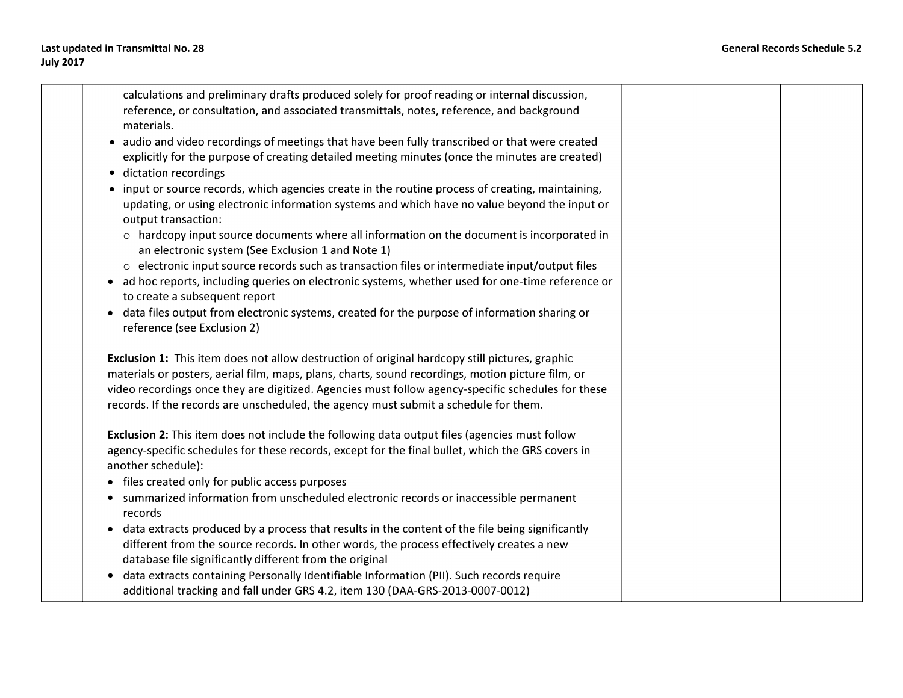| | | | |
|---|---|---|---|
| | calculations and preliminary drafts produced solely for proof reading or internal discussion, reference, or consultation, and associated transmittals, notes, reference, and background materials.<br>• audio and video recordings of meetings that have been fully transcribed or that were created explicitly for the purpose of creating detailed meeting minutes (once the minutes are created)<br>• dictation recordings<br>• input or source records, which agencies create in the routine process of creating, maintaining, updating, or using electronic information systems and which have no value beyond the input or output transaction:<br>  ○ hardcopy input source documents where all information on the document is incorporated in an electronic system (See Exclusion 1 and Note 1)<br>  ○ electronic input source records such as transaction files or intermediate input/output files<br>• ad hoc reports, including queries on electronic systems, whether used for one-time reference or to create a subsequent report<br>• data files output from electronic systems, created for the purpose of information sharing or reference (see Exclusion 2)<br><br>**Exclusion 1:** This item does not allow destruction of original hardcopy still pictures, graphic materials or posters, aerial film, maps, plans, charts, sound recordings, motion picture film, or video recordings once they are digitized. Agencies must follow agency-specific schedules for these records. If the records are unscheduled, the agency must submit a schedule for them.<br><br>**Exclusion 2:** This item does not include the following data output files (agencies must follow agency-specific schedules for these records, except for the final bullet, which the GRS covers in another schedule):<br>• files created only for public access purposes<br>• summarized information from unscheduled electronic records or inaccessible permanent records<br>• data extracts produced by a process that results in the content of the file being significantly different from the source records. In other words, the process effectively creates a new database file significantly different from the original<br>• data extracts containing Personally Identifiable Information (PII). Such records require additional tracking and fall under GRS 4.2, item 130 (DAA-GRS-2013-0007-0012) | | |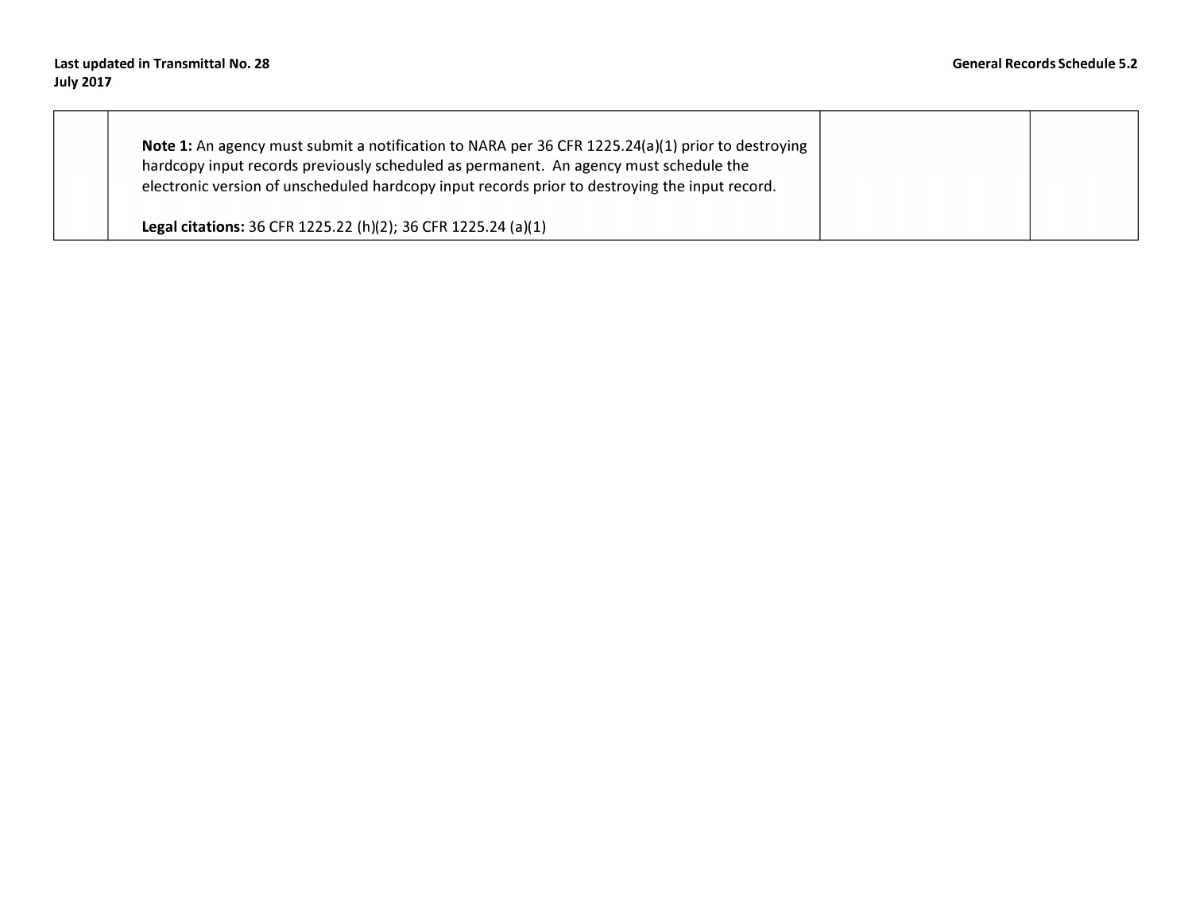| | | | |
|---|---|---|---|
| | **Note 1:** An agency must submit a notification to NARA per 36 CFR 1225.24(a)(1) prior to destroying hardcopy input records previously scheduled as permanent. An agency must schedule the electronic version of unscheduled hardcopy input records prior to destroying the input record.<br><br>**Legal citations:** 36 CFR 1225.22 (h)(2); 36 CFR 1225.24 (a)(1) | | |